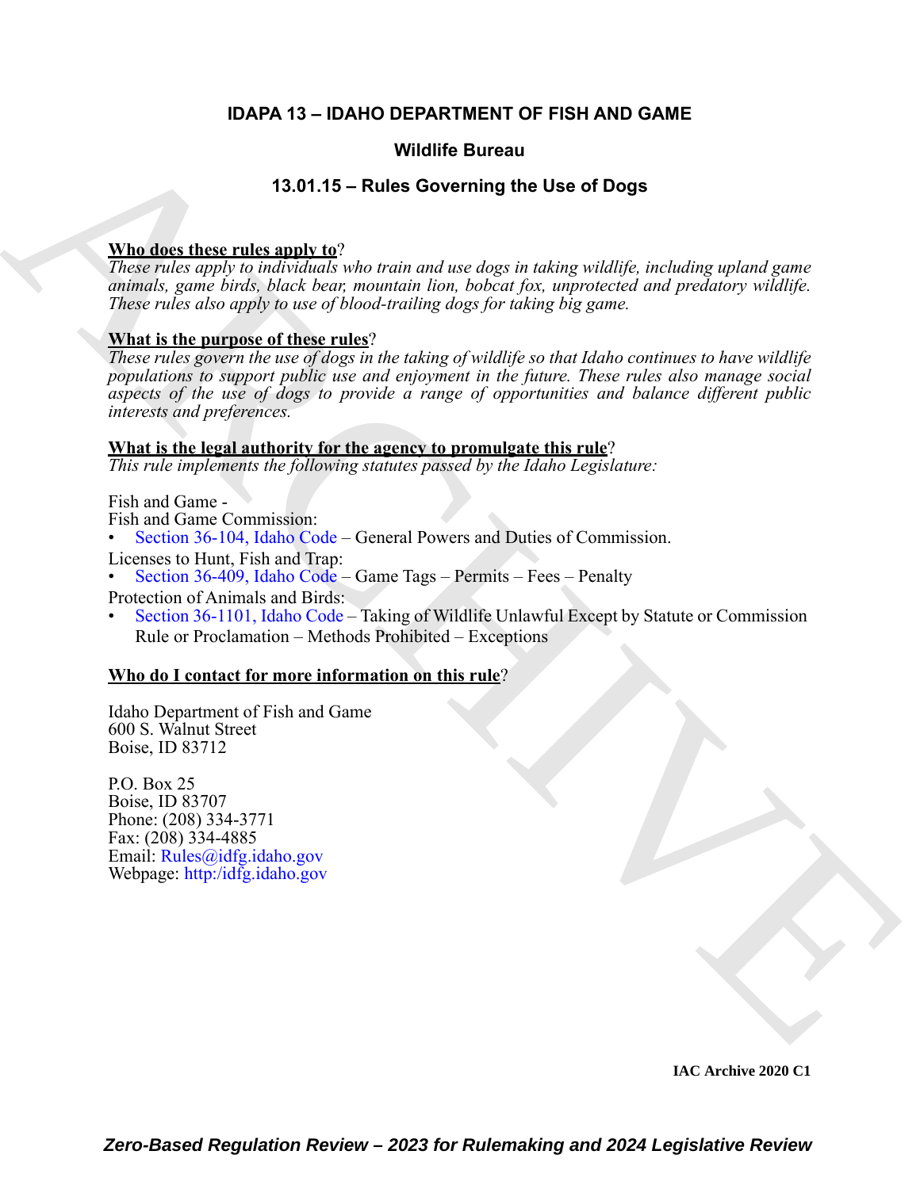# IDAPA 13 – IDAHO DEPARTMENT OF FISH AND GAME

## Wildlife Bureau

## 13.01.15 – Rules Governing the Use of Dogs

**Who does these rules apply to**?

*These rules apply to individuals who train and use dogs in taking wildlife, including upland game animals, game birds, black bear, mountain lion, bobcat fox, unprotected and predatory wildlife. These rules also apply to use of blood-trailing dogs for taking big game.*

**What is the purpose of these rules**?

*These rules govern the use of dogs in the taking of wildlife so that Idaho continues to have wildlife populations to support public use and enjoyment in the future. These rules also manage social aspects of the use of dogs to provide a range of opportunities and balance different public interests and preferences.*

**What is the legal authority for the agency to promulgate this rule**?

*This rule implements the following statutes passed by the Idaho Legislature:*

Fish and Game -

Fish and Game Commission:

- Section 36-104, Idaho Code – General Powers and Duties of Commission.

Licenses to Hunt, Fish and Trap:

- Section 36-409, Idaho Code – Game Tags – Permits – Fees – Penalty

Protection of Animals and Birds:

- Section 36-1101, Idaho Code – Taking of Wildlife Unlawful Except by Statute or Commission Rule or Proclamation – Methods Prohibited – Exceptions

**Who do I contact for more information on this rule**?

Idaho Department of Fish and Game
600 S. Walnut Street
Boise, ID 83712

P.O. Box 25
Boise, ID 83707
Phone: (208) 334-3771
Fax: (208) 334-4885
Email: Rules@idfg.idaho.gov
Webpage: http:/idfg.idaho.gov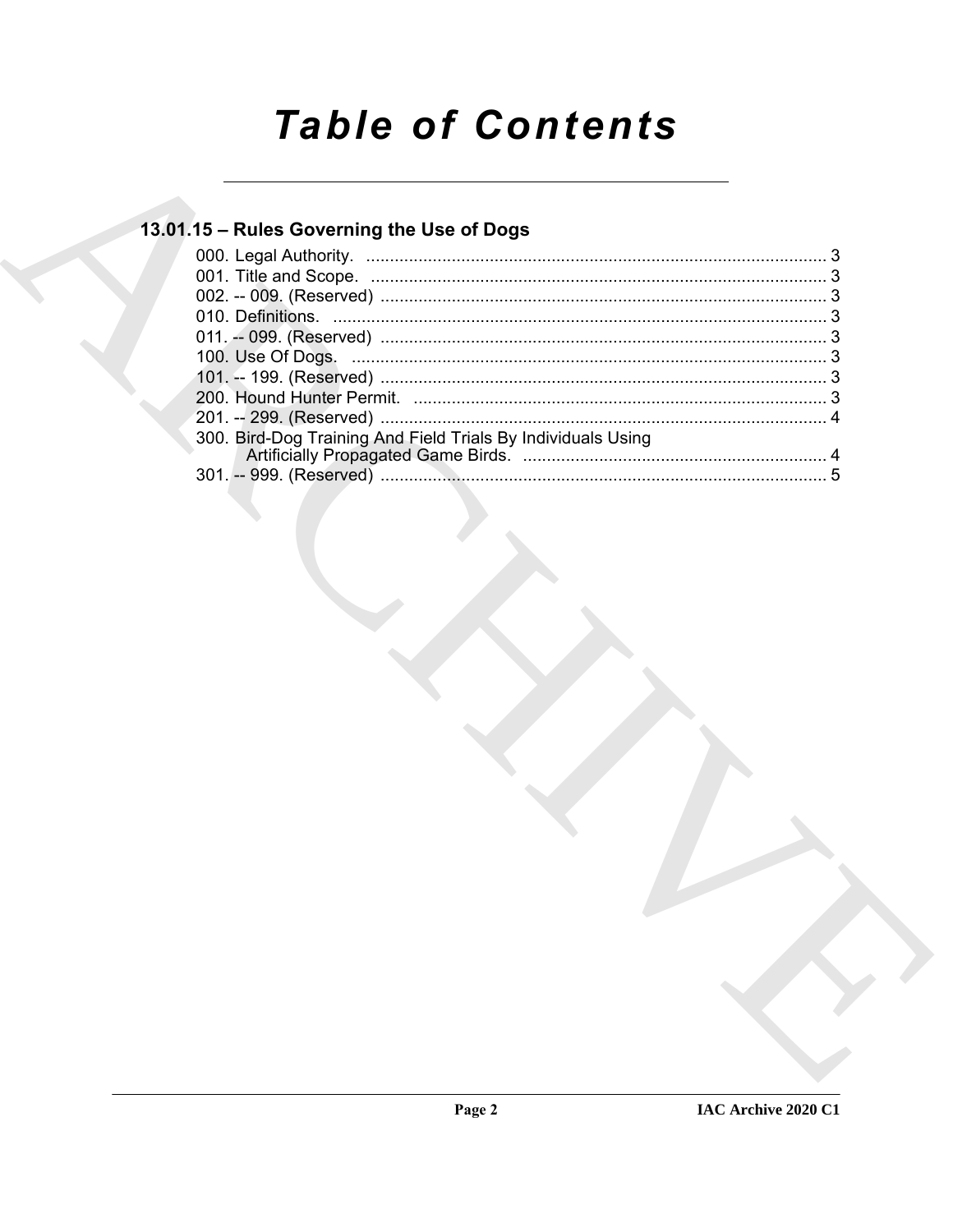# Table of Contents

## 13.01.15 – Rules Governing the Use of Dogs

000. Legal Authority. ........................................................................................... 3
001. Title and Scope. ............................................................................................ 3
002. -- 009. (Reserved) ......................................................................................... 3
010. Definitions. .................................................................................................... 3
011. -- 099. (Reserved) ......................................................................................... 3
100. Use Of Dogs. ................................................................................................. 3
101. -- 199. (Reserved) ......................................................................................... 3
200. Hound Hunter Permit. .................................................................................... 3
201. -- 299. (Reserved) ......................................................................................... 4
300. Bird-Dog Training And Field Trials By Individuals Using Artificially Propagated Game Birds. ........................................................... 4
301. -- 999. (Reserved) ......................................................................................... 5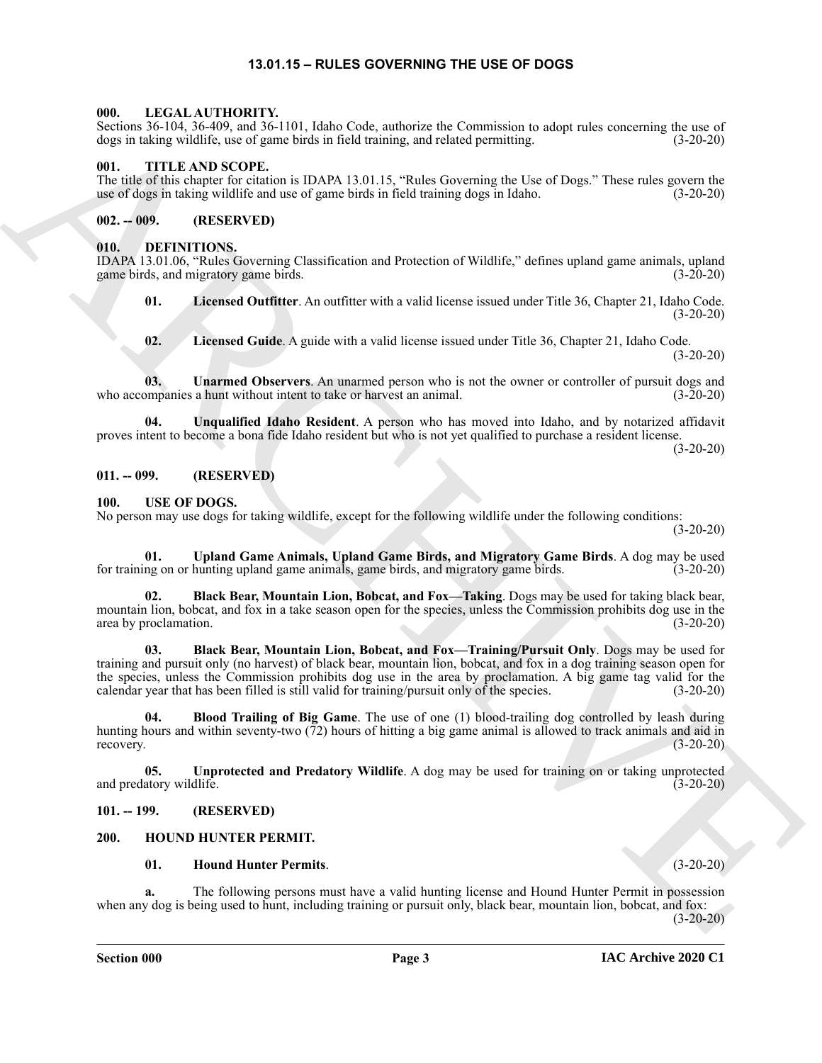# 13.01.15 – RULES GOVERNING THE USE OF DOGS

## 000. LEGAL AUTHORITY.

Sections 36-104, 36-409, and 36-1101, Idaho Code, authorize the Commission to adopt rules concerning the use of dogs in taking wildlife, use of game birds in field training, and related permitting. (3-20-20)

## 001. TITLE AND SCOPE.

The title of this chapter for citation is IDAPA 13.01.15, "Rules Governing the Use of Dogs." These rules govern the use of dogs in taking wildlife and use of game birds in field training dogs in Idaho. (3-20-20)

## 002. -- 009. (RESERVED)

## 010. DEFINITIONS.

IDAPA 13.01.06, "Rules Governing Classification and Protection of Wildlife," defines upland game animals, upland game birds, and migratory game birds. (3-20-20)

**01. Licensed Outfitter**. An outfitter with a valid license issued under Title 36, Chapter 21, Idaho Code. (3-20-20)

**02. Licensed Guide**. A guide with a valid license issued under Title 36, Chapter 21, Idaho Code. (3-20-20)

**03. Unarmed Observers**. An unarmed person who is not the owner or controller of pursuit dogs and who accompanies a hunt without intent to take or harvest an animal. (3-20-20)

**04. Unqualified Idaho Resident**. A person who has moved into Idaho, and by notarized affidavit proves intent to become a bona fide Idaho resident but who is not yet qualified to purchase a resident license. (3-20-20)

## 011. -- 099. (RESERVED)

## 100. USE OF DOGS.

No person may use dogs for taking wildlife, except for the following wildlife under the following conditions: (3-20-20)

**01. Upland Game Animals, Upland Game Birds, and Migratory Game Birds**. A dog may be used for training on or hunting upland game animals, game birds, and migratory game birds. (3-20-20)

**02. Black Bear, Mountain Lion, Bobcat, and Fox—Taking**. Dogs may be used for taking black bear, mountain lion, bobcat, and fox in a take season open for the species, unless the Commission prohibits dog use in the area by proclamation. (3-20-20)

**03. Black Bear, Mountain Lion, Bobcat, and Fox—Training/Pursuit Only**. Dogs may be used for training and pursuit only (no harvest) of black bear, mountain lion, bobcat, and fox in a dog training season open for the species, unless the Commission prohibits dog use in the area by proclamation. A big game tag valid for the calendar year that has been filled is still valid for training/pursuit only of the species. (3-20-20)

**04. Blood Trailing of Big Game**. The use of one (1) blood-trailing dog controlled by leash during hunting hours and within seventy-two (72) hours of hitting a big game animal is allowed to track animals and aid in recovery. (3-20-20)

**05. Unprotected and Predatory Wildlife**. A dog may be used for training on or taking unprotected and predatory wildlife. (3-20-20)

## 101. -- 199. (RESERVED)

## 200. HOUND HUNTER PERMIT.

**01. Hound Hunter Permits**. (3-20-20)

**a.** The following persons must have a valid hunting license and Hound Hunter Permit in possession when any dog is being used to hunt, including training or pursuit only, black bear, mountain lion, bobcat, and fox: (3-20-20)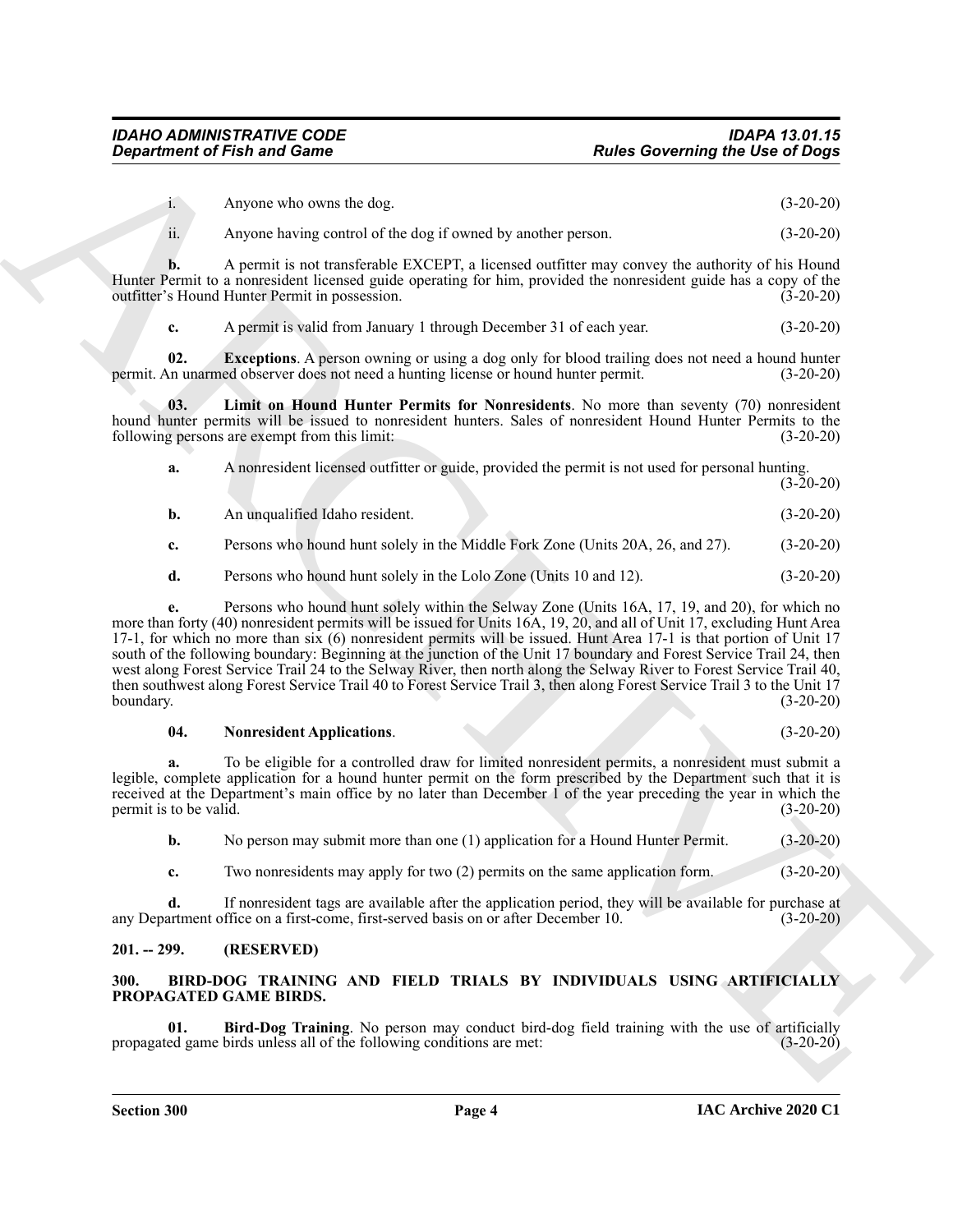i. Anyone who owns the dog. (3-20-20)

ii. Anyone having control of the dog if owned by another person. (3-20-20)

**b.** A permit is not transferable EXCEPT, a licensed outfitter may convey the authority of his Hound Hunter Permit to a nonresident licensed guide operating for him, provided the nonresident guide has a copy of the outfitter's Hound Hunter Permit in possession. (3-20-20)

**c.** A permit is valid from January 1 through December 31 of each year. (3-20-20)

**02. Exceptions**. A person owning or using a dog only for blood trailing does not need a hound hunter permit. An unarmed observer does not need a hunting license or hound hunter permit. (3-20-20)

**03. Limit on Hound Hunter Permits for Nonresidents**. No more than seventy (70) nonresident hound hunter permits will be issued to nonresident hunters. Sales of nonresident Hound Hunter Permits to the following persons are exempt from this limit: (3-20-20)

**a.** A nonresident licensed outfitter or guide, provided the permit is not used for personal hunting. (3-20-20)

**b.** An unqualified Idaho resident. (3-20-20)

**c.** Persons who hound hunt solely in the Middle Fork Zone (Units 20A, 26, and 27). (3-20-20)

**d.** Persons who hound hunt solely in the Lolo Zone (Units 10 and 12). (3-20-20)

**e.** Persons who hound hunt solely within the Selway Zone (Units 16A, 17, 19, and 20), for which no more than forty (40) nonresident permits will be issued for Units 16A, 19, 20, and all of Unit 17, excluding Hunt Area 17-1, for which no more than six (6) nonresident permits will be issued. Hunt Area 17-1 is that portion of Unit 17 south of the following boundary: Beginning at the junction of the Unit 17 boundary and Forest Service Trail 24, then west along Forest Service Trail 24 to the Selway River, then north along the Selway River to Forest Service Trail 40, then southwest along Forest Service Trail 40 to Forest Service Trail 3, then along Forest Service Trail 3 to the Unit 17 boundary. (3-20-20)

**04. Nonresident Applications**. (3-20-20)

**a.** To be eligible for a controlled draw for limited nonresident permits, a nonresident must submit a legible, complete application for a hound hunter permit on the form prescribed by the Department such that it is received at the Department's main office by no later than December 1 of the year preceding the year in which the permit is to be valid. (3-20-20)

**b.** No person may submit more than one (1) application for a Hound Hunter Permit. (3-20-20)

**c.** Two nonresidents may apply for two (2) permits on the same application form. (3-20-20)

**d.** If nonresident tags are available after the application period, they will be available for purchase at any Department office on a first-come, first-served basis on or after December 10. (3-20-20)

## 201. -- 299. (RESERVED)

## 300. BIRD-DOG TRAINING AND FIELD TRIALS BY INDIVIDUALS USING ARTIFICIALLY PROPAGATED GAME BIRDS.

**01. Bird-Dog Training**. No person may conduct bird-dog field training with the use of artificially propagated game birds unless all of the following conditions are met: (3-20-20)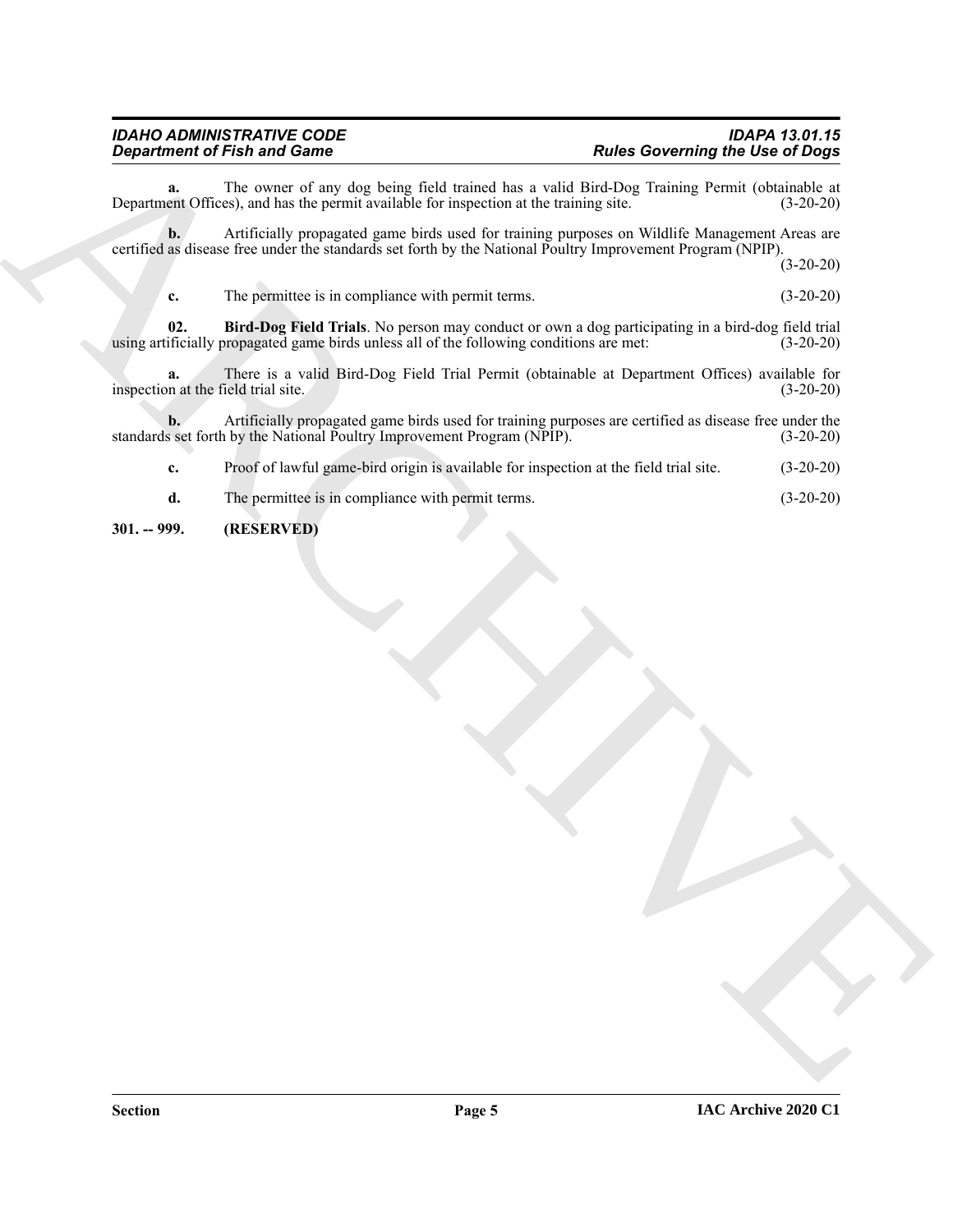**a.** The owner of any dog being field trained has a valid Bird-Dog Training Permit (obtainable at Department Offices), and has the permit available for inspection at the training site. (3-20-20)

**b.** Artificially propagated game birds used for training purposes on Wildlife Management Areas are certified as disease free under the standards set forth by the National Poultry Improvement Program (NPIP). (3-20-20)

**c.** The permittee is in compliance with permit terms. (3-20-20)

**02. Bird-Dog Field Trials**. No person may conduct or own a dog participating in a bird-dog field trial using artificially propagated game birds unless all of the following conditions are met: (3-20-20)

**a.** There is a valid Bird-Dog Field Trial Permit (obtainable at Department Offices) available for inspection at the field trial site. (3-20-20)

**b.** Artificially propagated game birds used for training purposes are certified as disease free under the standards set forth by the National Poultry Improvement Program (NPIP). (3-20-20)

**c.** Proof of lawful game-bird origin is available for inspection at the field trial site. (3-20-20)

**d.** The permittee is in compliance with permit terms. (3-20-20)

**301. -- 999. (RESERVED)**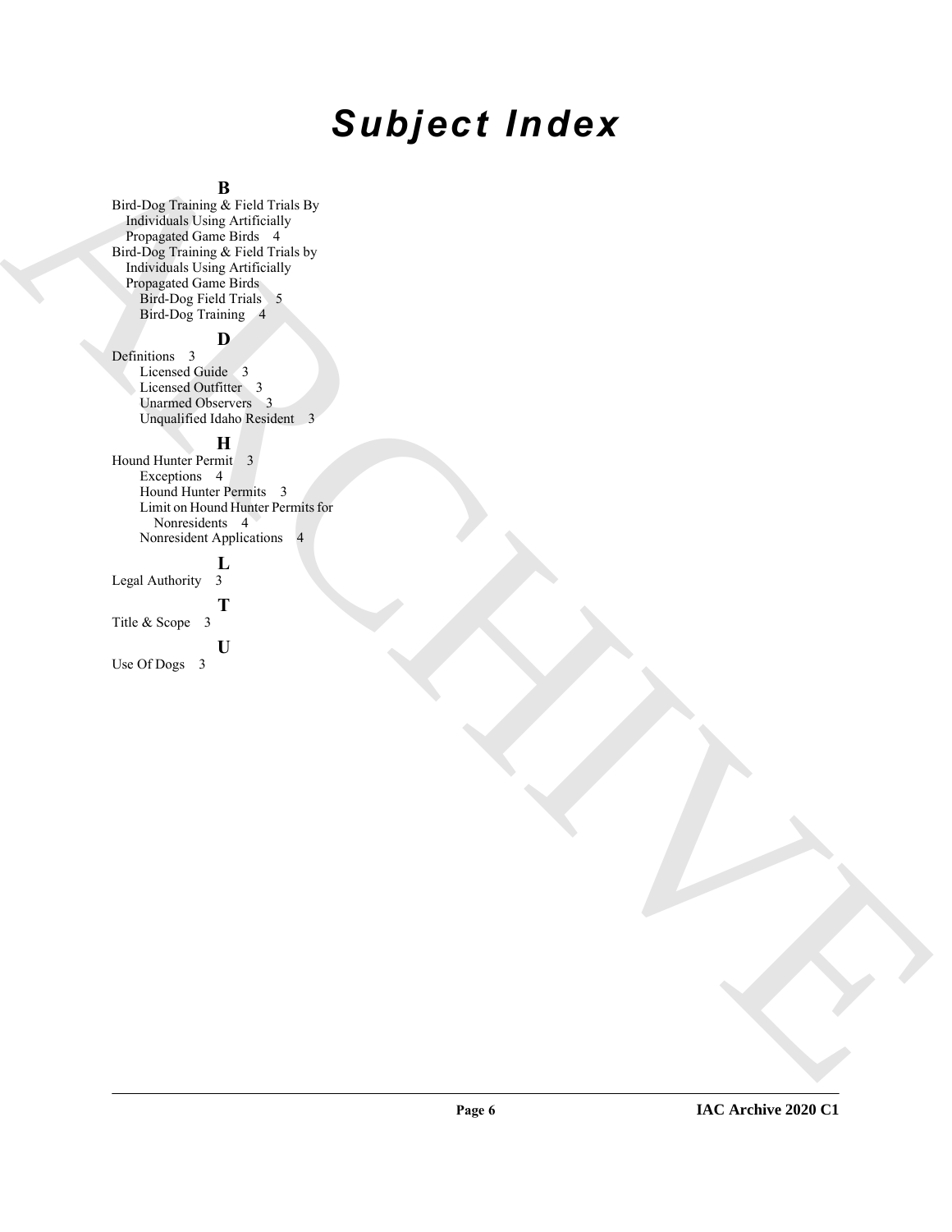# *Subject Index*

**B**

Bird-Dog Training & Field Trials By Individuals Using Artificially Propagated Game Birds 4

Bird-Dog Training & Field Trials by Individuals Using Artificially Propagated Game Birds

- Bird-Dog Field Trials 5
- Bird-Dog Training 4

**D**

Definitions 3

- Licensed Guide 3
- Licensed Outfitter 3
- Unarmed Observers 3
- Unqualified Idaho Resident 3

**H**

Hound Hunter Permit 3

- Exceptions 4
- Hound Hunter Permits 3
- Limit on Hound Hunter Permits for Nonresidents 4
- Nonresident Applications 4

**L**

Legal Authority 3

**T**

Title & Scope 3

**U**

Use Of Dogs 3